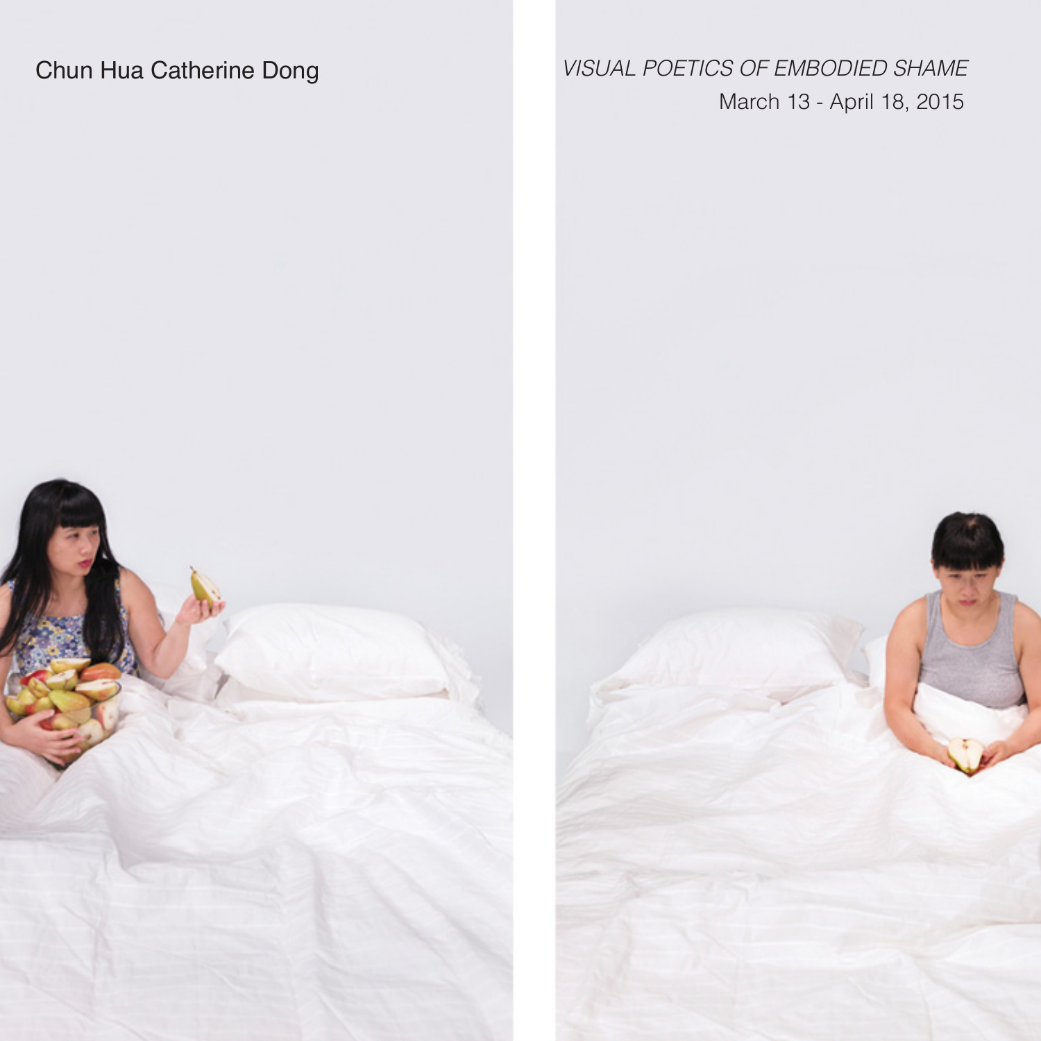Chun Hua Catherine Dong

*VISUAL POETICS OF EMBODIED SHAME*

March 13 - April 18, 2015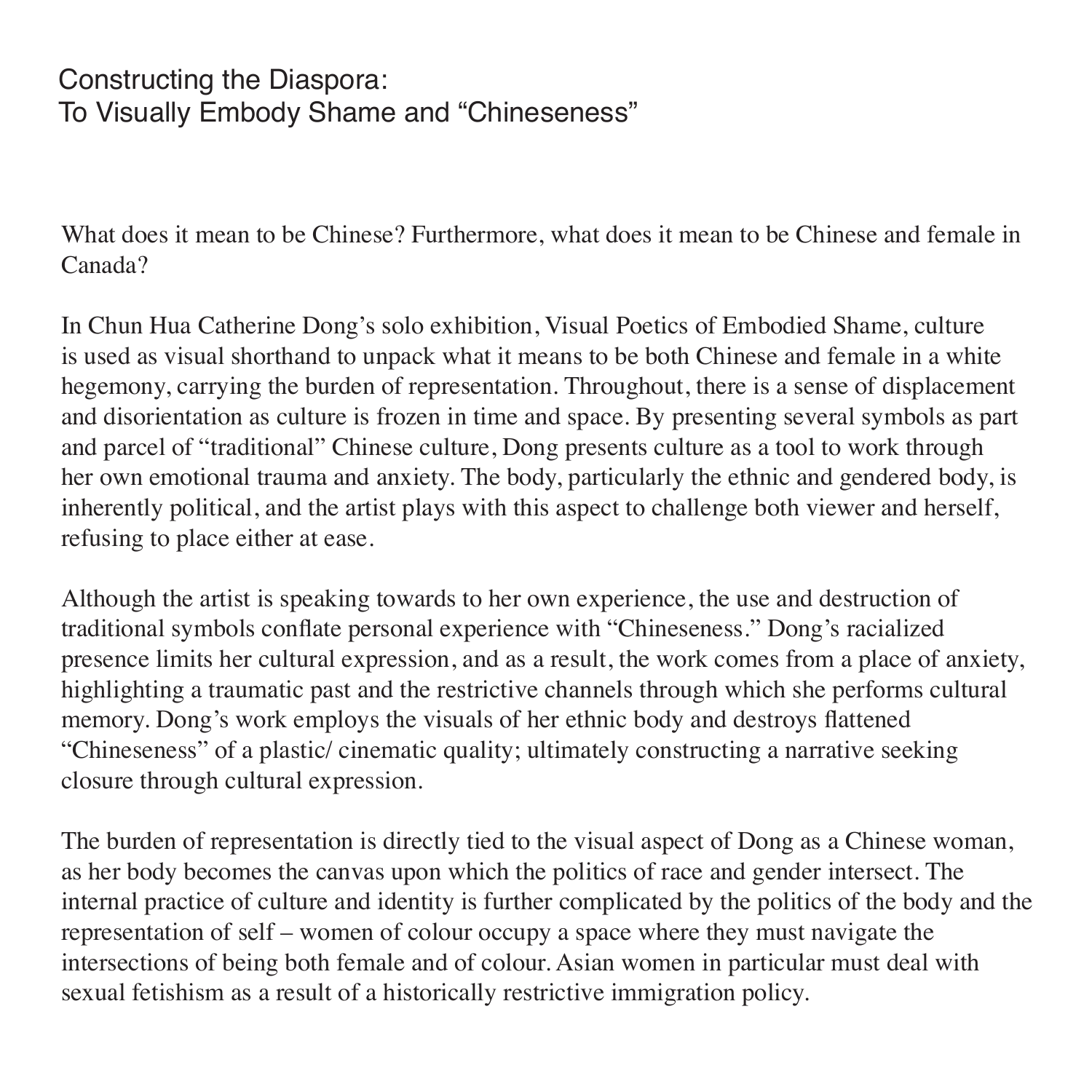# Constructing the Diaspora:
# To Visually Embody Shame and “Chineseness”

What does it mean to be Chinese? Furthermore, what does it mean to be Chinese and female in Canada?

In Chun Hua Catherine Dong’s solo exhibition, Visual Poetics of Embodied Shame, culture is used as visual shorthand to unpack what it means to be both Chinese and female in a white hegemony, carrying the burden of representation. Throughout, there is a sense of displacement and disorientation as culture is frozen in time and space. By presenting several symbols as part and parcel of “traditional” Chinese culture, Dong presents culture as a tool to work through her own emotional trauma and anxiety. The body, particularly the ethnic and gendered body, is inherently political, and the artist plays with this aspect to challenge both viewer and herself, refusing to place either at ease.

Although the artist is speaking towards to her own experience, the use and destruction of traditional symbols conflate personal experience with “Chineseness.” Dong’s racialized presence limits her cultural expression, and as a result, the work comes from a place of anxiety, highlighting a traumatic past and the restrictive channels through which she performs cultural memory. Dong’s work employs the visuals of her ethnic body and destroys flattened “Chineseness” of a plastic/ cinematic quality; ultimately constructing a narrative seeking closure through cultural expression.

The burden of representation is directly tied to the visual aspect of Dong as a Chinese woman, as her body becomes the canvas upon which the politics of race and gender intersect. The internal practice of culture and identity is further complicated by the politics of the body and the representation of self – women of colour occupy a space where they must navigate the intersections of being both female and of colour. Asian women in particular must deal with sexual fetishism as a result of a historically restrictive immigration policy.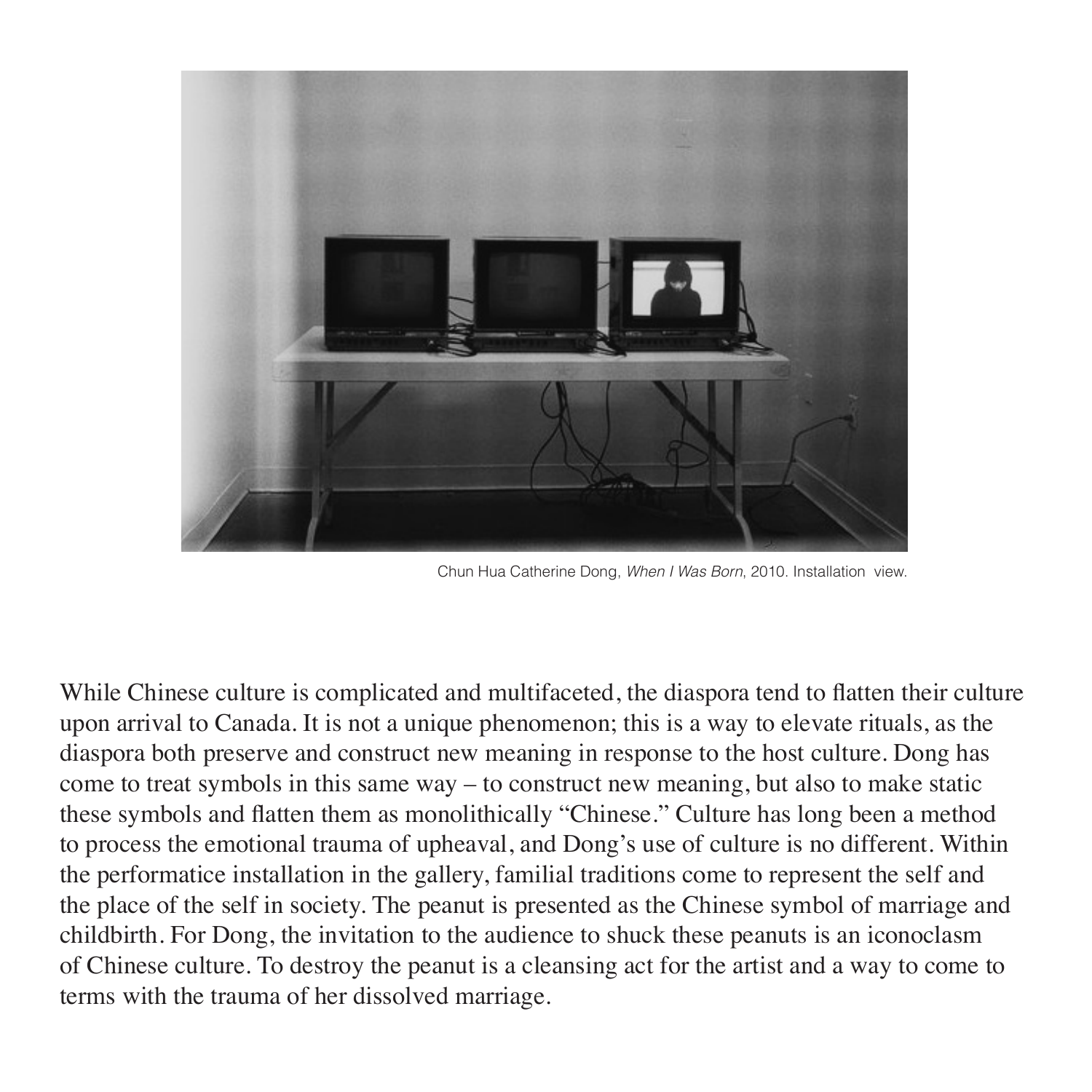Chun Hua Catherine Dong, *When I Was Born*, 2010. Installation view.

While Chinese culture is complicated and multifaceted, the diaspora tend to flatten their culture upon arrival to Canada. It is not a unique phenomenon; this is a way to elevate rituals, as the diaspora both preserve and construct new meaning in response to the host culture. Dong has come to treat symbols in this same way – to construct new meaning, but also to make static these symbols and flatten them as monolithically "Chinese." Culture has long been a method to process the emotional trauma of upheaval, and Dong's use of culture is no different. Within the performatice installation in the gallery, familial traditions come to represent the self and the place of the self in society. The peanut is presented as the Chinese symbol of marriage and childbirth. For Dong, the invitation to the audience to shuck these peanuts is an iconoclasm of Chinese culture. To destroy the peanut is a cleansing act for the artist and a way to come to terms with the trauma of her dissolved marriage.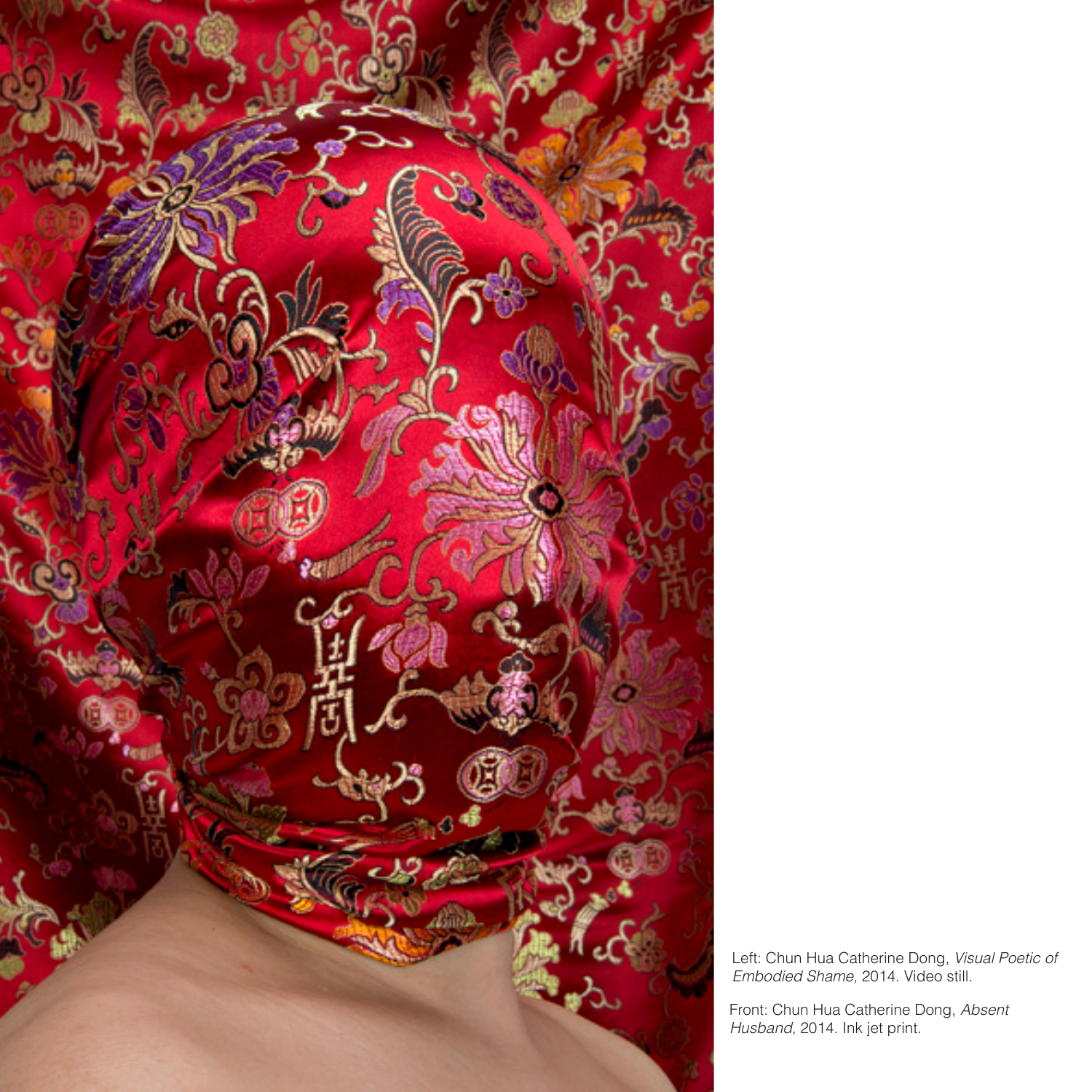Left: Chun Hua Catherine Dong, *Visual Poetic of Embodied Shame,* 2014. Video still.

Front: Chun Hua Catherine Dong, *Absent Husband,* 2014. Ink jet print.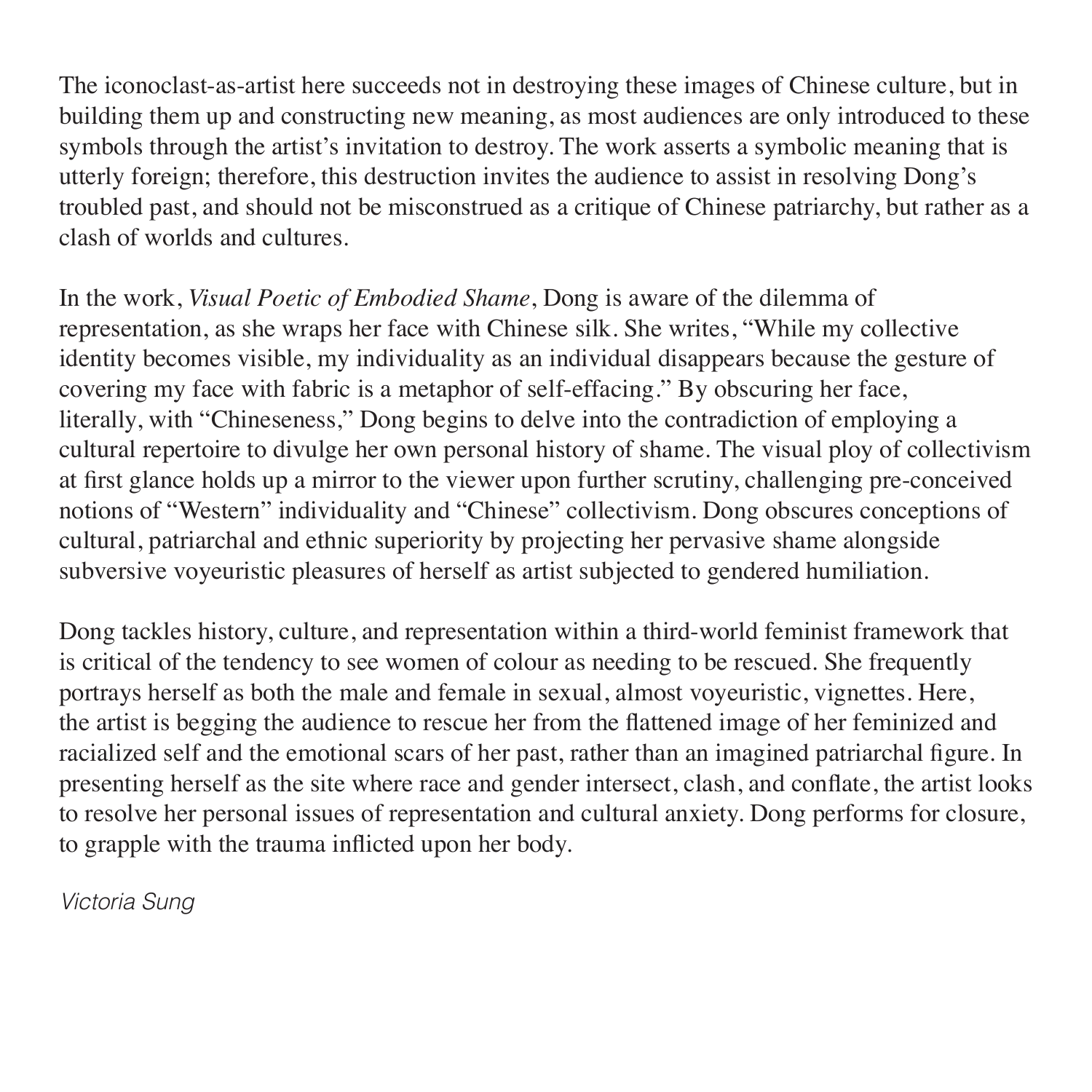The iconoclast-as-artist here succeeds not in destroying these images of Chinese culture, but in building them up and constructing new meaning, as most audiences are only introduced to these symbols through the artist's invitation to destroy. The work asserts a symbolic meaning that is utterly foreign; therefore, this destruction invites the audience to assist in resolving Dong's troubled past, and should not be misconstrued as a critique of Chinese patriarchy, but rather as a clash of worlds and cultures.

In the work, *Visual Poetic of Embodied Shame*, Dong is aware of the dilemma of representation, as she wraps her face with Chinese silk. She writes, "While my collective identity becomes visible, my individuality as an individual disappears because the gesture of covering my face with fabric is a metaphor of self-effacing." By obscuring her face, literally, with "Chineseness," Dong begins to delve into the contradiction of employing a cultural repertoire to divulge her own personal history of shame. The visual ploy of collectivism at first glance holds up a mirror to the viewer upon further scrutiny, challenging pre-conceived notions of "Western" individuality and "Chinese" collectivism. Dong obscures conceptions of cultural, patriarchal and ethnic superiority by projecting her pervasive shame alongside subversive voyeuristic pleasures of herself as artist subjected to gendered humiliation.

Dong tackles history, culture, and representation within a third-world feminist framework that is critical of the tendency to see women of colour as needing to be rescued. She frequently portrays herself as both the male and female in sexual, almost voyeuristic, vignettes. Here, the artist is begging the audience to rescue her from the flattened image of her feminized and racialized self and the emotional scars of her past, rather than an imagined patriarchal figure. In presenting herself as the site where race and gender intersect, clash, and conflate, the artist looks to resolve her personal issues of representation and cultural anxiety. Dong performs for closure, to grapple with the trauma inflicted upon her body.

*Victoria Sung*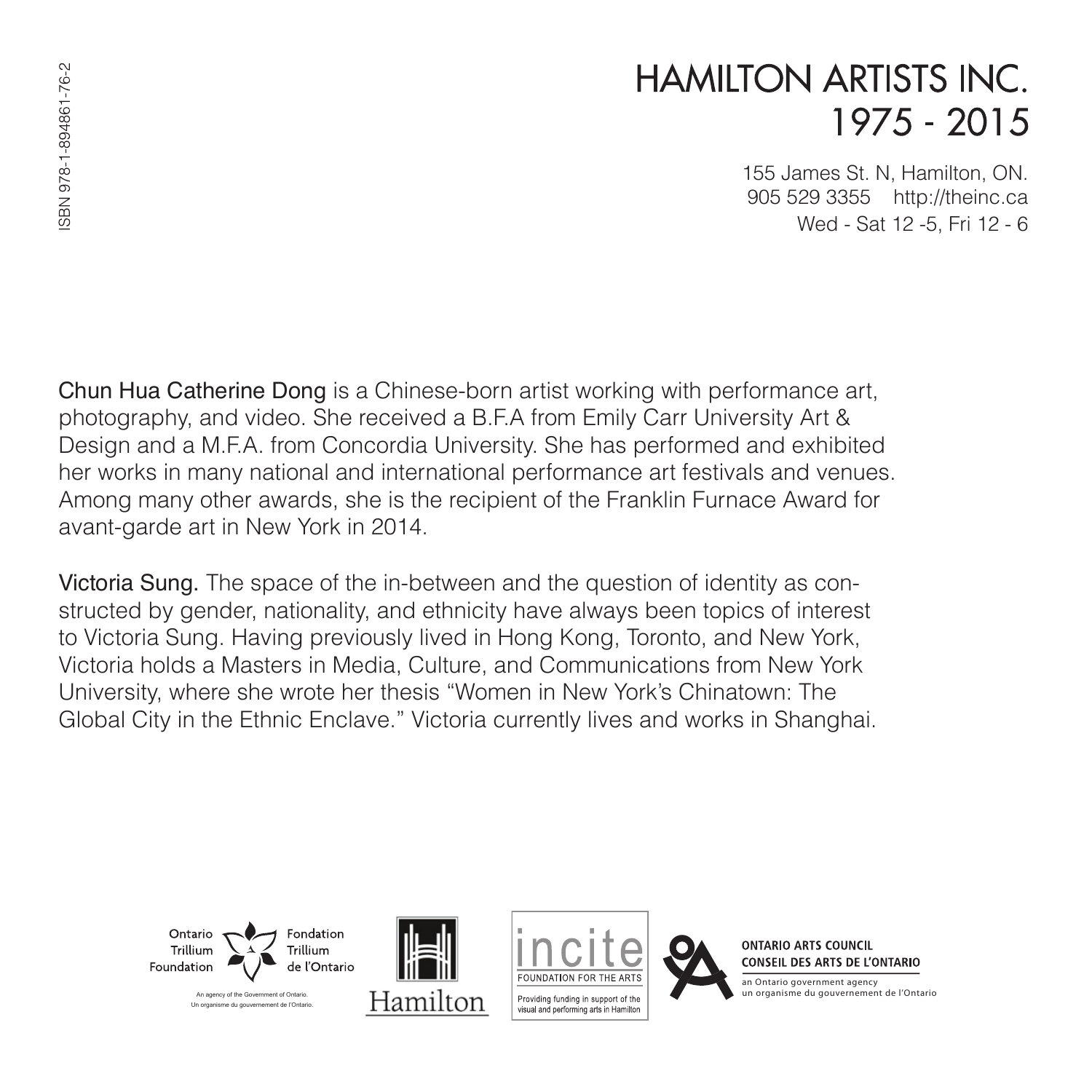ISBN 978-1-894861-76-2

# HAMILTON ARTISTS INC.
# 1975 - 2015

155 James St. N, Hamilton, ON.
905 529 3355 http://theinc.ca
Wed - Sat 12 -5, Fri 12 - 6

Chun Hua Catherine Dong is a Chinese-born artist working with performance art, photography, and video. She received a B.F.A from Emily Carr University Art & Design and a M.F.A. from Concordia University. She has performed and exhibited her works in many national and international performance art festivals and venues. Among many other awards, she is the recipient of the Franklin Furnace Award for avant-garde art in New York in 2014.

Victoria Sung. The space of the in-between and the question of identity as constructed by gender, nationality, and ethnicity have always been topics of interest to Victoria Sung. Having previously lived in Hong Kong, Toronto, and New York, Victoria holds a Masters in Media, Culture, and Communications from New York University, where she wrote her thesis "Women in New York's Chinatown: The Global City in the Ethnic Enclave." Victoria currently lives and works in Shanghai.

Ontario Trillium Foundation / Fondation Trillium de l'Ontario
An agency of the Government of Ontario.
Un organisme du gouvernement de l'Ontario.

Hamilton

incite
FOUNDATION FOR THE ARTS
Providing funding in support of the visual and performing arts in Hamilton

ONTARIO ARTS COUNCIL
CONSEIL DES ARTS DE L'ONTARIO
an Ontario government agency
un organisme du gouvernement de l'Ontario